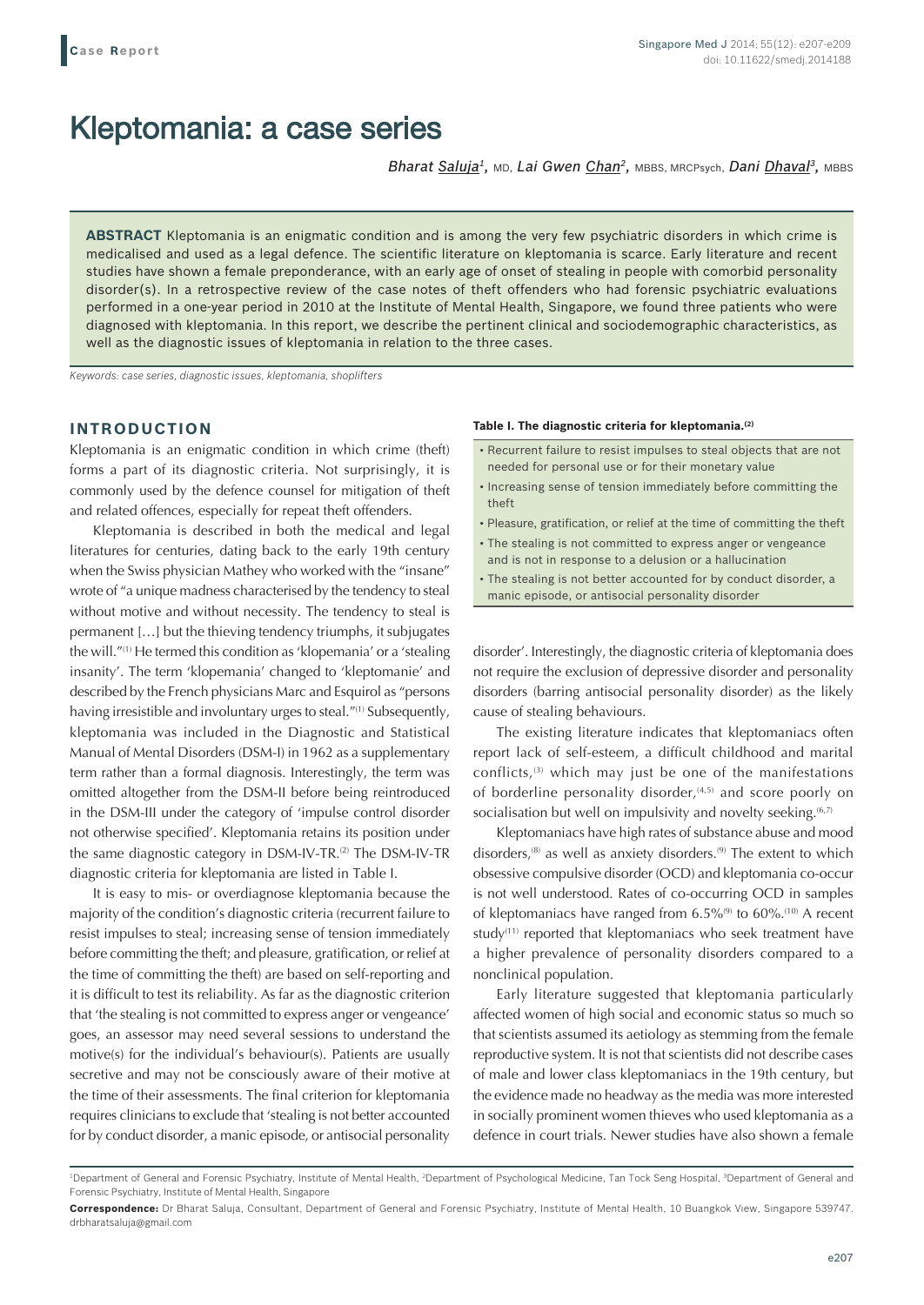Case Report

# Kleptomania: a case series

*Bharat Saluja[1], MD, Lai Gwen Chan[2], MBBS, MRCPsych, Dani Dhaval[3], MBBS*

**ABSTRACT** Kleptomania is an enigmatic condition and is among the very few psychiatric disorders in which crime is medicalised and used as a legal defence. The scientific literature on kleptomania is scarce. Early literature and recent studies have shown a female preponderance, with an early age of onset of stealing in people with comorbid personality disorder(s). In a retrospective review of the case notes of theft offenders who had forensic psychiatric evaluations performed in a one-year period in 2010 at the Institute of Mental Health, Singapore, we found three patients who were diagnosed with kleptomania. In this report, we describe the pertinent clinical and sociodemographic characteristics, as well as the diagnostic issues of kleptomania in relation to the three cases.

*Keywords: case series, diagnostic issues, kleptomania, shoplifters*

## INTRODUCTION

Kleptomania is an enigmatic condition in which crime (theft) forms a part of its diagnostic criteria. Not surprisingly, it is commonly used by the defence counsel for mitigation of theft and related offences, especially for repeat theft offenders.

Kleptomania is described in both the medical and legal literatures for centuries, dating back to the early 19th century when the Swiss physician Mathey who worked with the "insane" wrote of "a unique madness characterised by the tendency to steal without motive and without necessity. The tendency to steal is permanent […] but the thieving tendency triumphs, it subjugates the will."[1] He termed this condition as 'klopemania' or a 'stealing insanity'. The term 'klopemania' changed to 'kleptomanie' and described by the French physicians Marc and Esquirol as "persons having irresistible and involuntary urges to steal."[1] Subsequently, kleptomania was included in the Diagnostic and Statistical Manual of Mental Disorders (DSM-I) in 1962 as a supplementary term rather than a formal diagnosis. Interestingly, the term was omitted altogether from the DSM-II before being reintroduced in the DSM-III under the category of 'impulse control disorder not otherwise specified'. Kleptomania retains its position under the same diagnostic category in DSM-IV-TR.[2] The DSM-IV-TR diagnostic criteria for kleptomania are listed in Table I.

It is easy to mis- or overdiagnose kleptomania because the majority of the condition's diagnostic criteria (recurrent failure to resist impulses to steal; increasing sense of tension immediately before committing the theft; and pleasure, gratification, or relief at the time of committing the theft) are based on self-reporting and it is difficult to test its reliability. As far as the diagnostic criterion that 'the stealing is not committed to express anger or vengeance' goes, an assessor may need several sessions to understand the motive(s) for the individual's behaviour(s). Patients are usually secretive and may not be consciously aware of their motive at the time of their assessments. The final criterion for kleptomania requires clinicians to exclude that 'stealing is not better accounted for by conduct disorder, a manic episode, or antisocial personality disorder'. Interestingly, the diagnostic criteria of kleptomania does not require the exclusion of depressive disorder and personality disorders (barring antisocial personality disorder) as the likely cause of stealing behaviours.

**Table I. The diagnostic criteria for kleptomania.[2]**

- Recurrent failure to resist impulses to steal objects that are not needed for personal use or for their monetary value
- Increasing sense of tension immediately before committing the theft
- Pleasure, gratification, or relief at the time of committing the theft
- The stealing is not committed to express anger or vengeance and is not in response to a delusion or a hallucination
- The stealing is not better accounted for by conduct disorder, a manic episode, or antisocial personality disorder

The existing literature indicates that kleptomaniacs often report lack of self-esteem, a difficult childhood and marital conflicts,[3] which may just be one of the manifestations of borderline personality disorder,[4,5] and score poorly on socialisation but well on impulsivity and novelty seeking.[6,7]

Kleptomaniacs have high rates of substance abuse and mood disorders,[8] as well as anxiety disorders.[9] The extent to which obsessive compulsive disorder (OCD) and kleptomania co-occur is not well understood. Rates of co-occurring OCD in samples of kleptomaniacs have ranged from 6.5%[9] to 60%.[10] A recent study[11] reported that kleptomaniacs who seek treatment have a higher prevalence of personality disorders compared to a nonclinical population.

Early literature suggested that kleptomania particularly affected women of high social and economic status so much so that scientists assumed its aetiology as stemming from the female reproductive system. It is not that scientists did not describe cases of male and lower class kleptomaniacs in the 19th century, but the evidence made no headway as the media was more interested in socially prominent women thieves who used kleptomania as a defence in court trials. Newer studies have also shown a female

[1]Department of General and Forensic Psychiatry, Institute of Mental Health, [2]Department of Psychological Medicine, Tan Tock Seng Hospital, [3]Department of General and Forensic Psychiatry, Institute of Mental Health, Singapore

**Correspondence:** Dr Bharat Saluja, Consultant, Department of General and Forensic Psychiatry, Institute of Mental Health, 10 Buangkok View, Singapore 539747. drbharatsaluja@gmail.com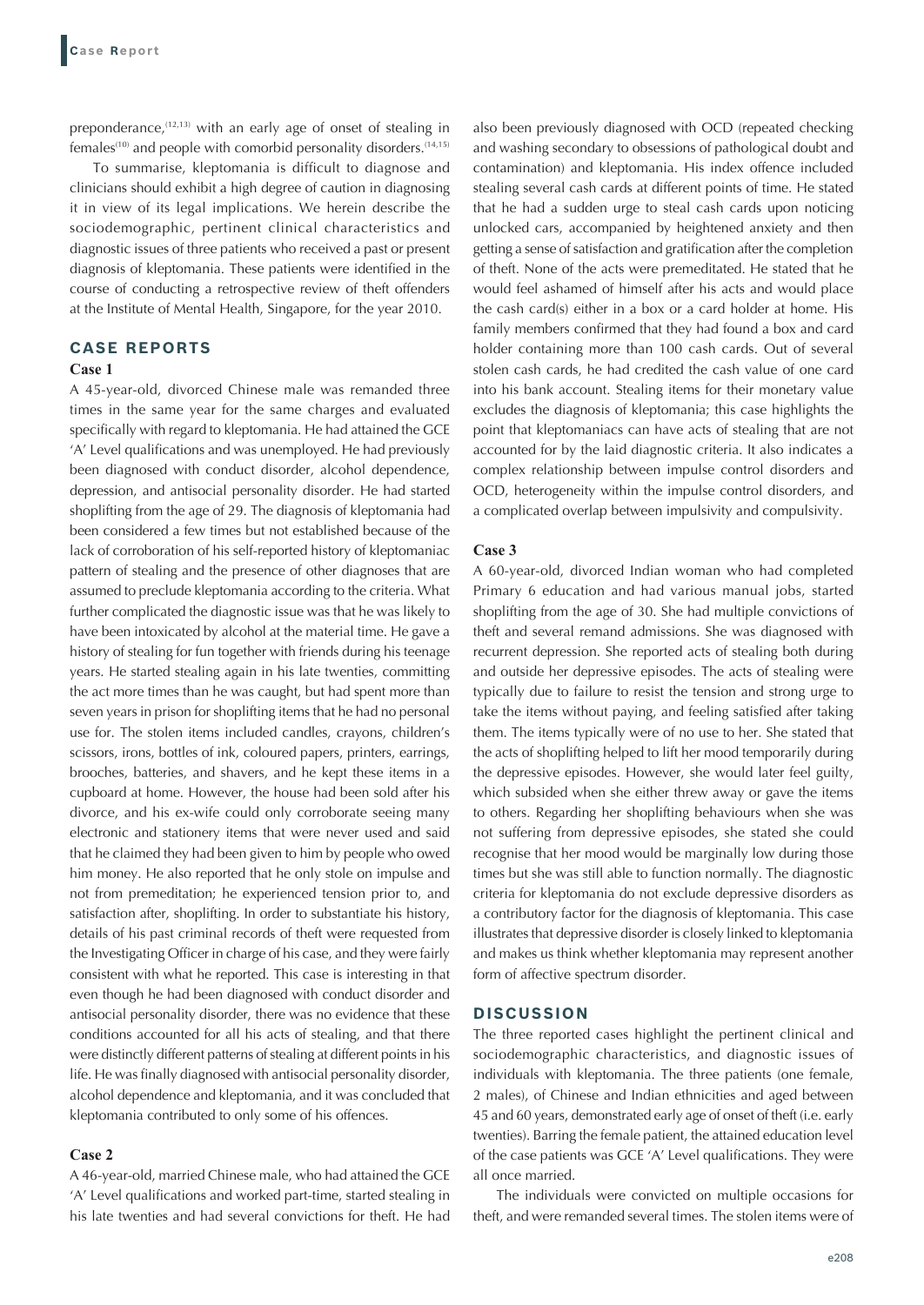preponderance,[12,13] with an early age of onset of stealing in females[10] and people with comorbid personality disorders.[14,15]

To summarise, kleptomania is difficult to diagnose and clinicians should exhibit a high degree of caution in diagnosing it in view of its legal implications. We herein describe the sociodemographic, pertinent clinical characteristics and diagnostic issues of three patients who received a past or present diagnosis of kleptomania. These patients were identified in the course of conducting a retrospective review of theft offenders at the Institute of Mental Health, Singapore, for the year 2010.

## CASE REPORTS

### Case 1

A 45-year-old, divorced Chinese male was remanded three times in the same year for the same charges and evaluated specifically with regard to kleptomania. He had attained the GCE 'A' Level qualifications and was unemployed. He had previously been diagnosed with conduct disorder, alcohol dependence, depression, and antisocial personality disorder. He had started shoplifting from the age of 29. The diagnosis of kleptomania had been considered a few times but not established because of the lack of corroboration of his self-reported history of kleptomaniac pattern of stealing and the presence of other diagnoses that are assumed to preclude kleptomania according to the criteria. What further complicated the diagnostic issue was that he was likely to have been intoxicated by alcohol at the material time. He gave a history of stealing for fun together with friends during his teenage years. He started stealing again in his late twenties, committing the act more times than he was caught, but had spent more than seven years in prison for shoplifting items that he had no personal use for. The stolen items included candles, crayons, children's scissors, irons, bottles of ink, coloured papers, printers, earrings, brooches, batteries, and shavers, and he kept these items in a cupboard at home. However, the house had been sold after his divorce, and his ex-wife could only corroborate seeing many electronic and stationery items that were never used and said that he claimed they had been given to him by people who owed him money. He also reported that he only stole on impulse and not from premeditation; he experienced tension prior to, and satisfaction after, shoplifting. In order to substantiate his history, details of his past criminal records of theft were requested from the Investigating Officer in charge of his case, and they were fairly consistent with what he reported. This case is interesting in that even though he had been diagnosed with conduct disorder and antisocial personality disorder, there was no evidence that these conditions accounted for all his acts of stealing, and that there were distinctly different patterns of stealing at different points in his life. He was finally diagnosed with antisocial personality disorder, alcohol dependence and kleptomania, and it was concluded that kleptomania contributed to only some of his offences.

### Case 2

A 46-year-old, married Chinese male, who had attained the GCE 'A' Level qualifications and worked part-time, started stealing in his late twenties and had several convictions for theft. He had also been previously diagnosed with OCD (repeated checking and washing secondary to obsessions of pathological doubt and contamination) and kleptomania. His index offence included stealing several cash cards at different points of time. He stated that he had a sudden urge to steal cash cards upon noticing unlocked cars, accompanied by heightened anxiety and then getting a sense of satisfaction and gratification after the completion of theft. None of the acts were premeditated. He stated that he would feel ashamed of himself after his acts and would place the cash card(s) either in a box or a card holder at home. His family members confirmed that they had found a box and card holder containing more than 100 cash cards. Out of several stolen cash cards, he had credited the cash value of one card into his bank account. Stealing items for their monetary value excludes the diagnosis of kleptomania; this case highlights the point that kleptomaniacs can have acts of stealing that are not accounted for by the laid diagnostic criteria. It also indicates a complex relationship between impulse control disorders and OCD, heterogeneity within the impulse control disorders, and a complicated overlap between impulsivity and compulsivity.

### Case 3

A 60-year-old, divorced Indian woman who had completed Primary 6 education and had various manual jobs, started shoplifting from the age of 30. She had multiple convictions of theft and several remand admissions. She was diagnosed with recurrent depression. She reported acts of stealing both during and outside her depressive episodes. The acts of stealing were typically due to failure to resist the tension and strong urge to take the items without paying, and feeling satisfied after taking them. The items typically were of no use to her. She stated that the acts of shoplifting helped to lift her mood temporarily during the depressive episodes. However, she would later feel guilty, which subsided when she either threw away or gave the items to others. Regarding her shoplifting behaviours when she was not suffering from depressive episodes, she stated she could recognise that her mood would be marginally low during those times but she was still able to function normally. The diagnostic criteria for kleptomania do not exclude depressive disorders as a contributory factor for the diagnosis of kleptomania. This case illustrates that depressive disorder is closely linked to kleptomania and makes us think whether kleptomania may represent another form of affective spectrum disorder.

## DISCUSSION

The three reported cases highlight the pertinent clinical and sociodemographic characteristics, and diagnostic issues of individuals with kleptomania. The three patients (one female, 2 males), of Chinese and Indian ethnicities and aged between 45 and 60 years, demonstrated early age of onset of theft (i.e. early twenties). Barring the female patient, the attained education level of the case patients was GCE 'A' Level qualifications. They were all once married.

The individuals were convicted on multiple occasions for theft, and were remanded several times. The stolen items were of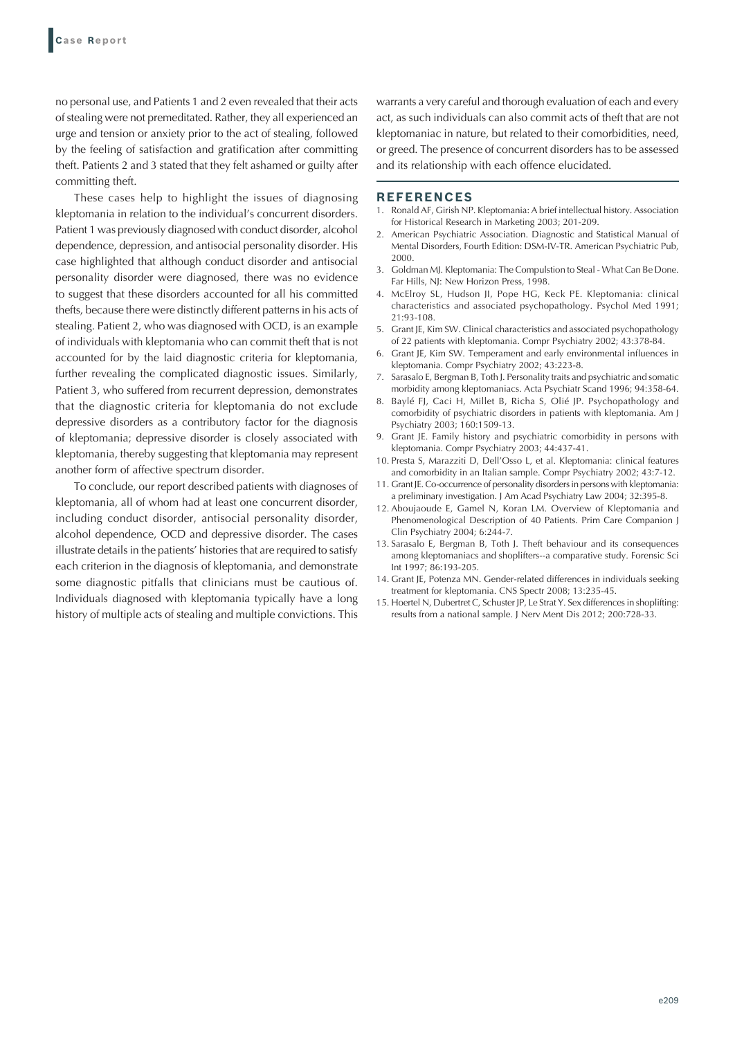no personal use, and Patients 1 and 2 even revealed that their acts of stealing were not premeditated. Rather, they all experienced an urge and tension or anxiety prior to the act of stealing, followed by the feeling of satisfaction and gratification after committing theft. Patients 2 and 3 stated that they felt ashamed or guilty after committing theft.

These cases help to highlight the issues of diagnosing kleptomania in relation to the individual's concurrent disorders. Patient 1 was previously diagnosed with conduct disorder, alcohol dependence, depression, and antisocial personality disorder. His case highlighted that although conduct disorder and antisocial personality disorder were diagnosed, there was no evidence to suggest that these disorders accounted for all his committed thefts, because there were distinctly different patterns in his acts of stealing. Patient 2, who was diagnosed with OCD, is an example of individuals with kleptomania who can commit theft that is not accounted for by the laid diagnostic criteria for kleptomania, further revealing the complicated diagnostic issues. Similarly, Patient 3, who suffered from recurrent depression, demonstrates that the diagnostic criteria for kleptomania do not exclude depressive disorders as a contributory factor for the diagnosis of kleptomania; depressive disorder is closely associated with kleptomania, thereby suggesting that kleptomania may represent another form of affective spectrum disorder.

To conclude, our report described patients with diagnoses of kleptomania, all of whom had at least one concurrent disorder, including conduct disorder, antisocial personality disorder, alcohol dependence, OCD and depressive disorder. The cases illustrate details in the patients' histories that are required to satisfy each criterion in the diagnosis of kleptomania, and demonstrate some diagnostic pitfalls that clinicians must be cautious of. Individuals diagnosed with kleptomania typically have a long history of multiple acts of stealing and multiple convictions. This warrants a very careful and thorough evaluation of each and every act, as such individuals can also commit acts of theft that are not kleptomaniac in nature, but related to their comorbidities, need, or greed. The presence of concurrent disorders has to be assessed and its relationship with each offence elucidated.

## REFERENCES

1. Ronald AF, Girish NP. Kleptomania: A brief intellectual history. Association for Historical Research in Marketing 2003; 201-209.
2. American Psychiatric Association. Diagnostic and Statistical Manual of Mental Disorders, Fourth Edition: DSM-IV-TR. American Psychiatric Pub, 2000.
3. Goldman MJ. Kleptomania: The Compulstion to Steal - What Can Be Done. Far Hills, NJ: New Horizon Press, 1998.
4. McElroy SL, Hudson JI, Pope HG, Keck PE. Kleptomania: clinical characteristics and associated psychopathology. Psychol Med 1991; 21:93-108.
5. Grant JE, Kim SW. Clinical characteristics and associated psychopathology of 22 patients with kleptomania. Compr Psychiatry 2002; 43:378-84.
6. Grant JE, Kim SW. Temperament and early environmental influences in kleptomania. Compr Psychiatry 2002; 43:223-8.
7. Sarasalo E, Bergman B, Toth J. Personality traits and psychiatric and somatic morbidity among kleptomaniacs. Acta Psychiatr Scand 1996; 94:358-64.
8. Baylé FJ, Caci H, Millet B, Richa S, Olié JP. Psychopathology and comorbidity of psychiatric disorders in patients with kleptomania. Am J Psychiatry 2003; 160:1509-13.
9. Grant JE. Family history and psychiatric comorbidity in persons with kleptomania. Compr Psychiatry 2003; 44:437-41.
10. Presta S, Marazziti D, Dell'Osso L, et al. Kleptomania: clinical features and comorbidity in an Italian sample. Compr Psychiatry 2002; 43:7-12.
11. Grant JE. Co-occurrence of personality disorders in persons with kleptomania: a preliminary investigation. J Am Acad Psychiatry Law 2004; 32:395-8.
12. Aboujaoude E, Gamel N, Koran LM. Overview of Kleptomania and Phenomenological Description of 40 Patients. Prim Care Companion J Clin Psychiatry 2004; 6:244-7.
13. Sarasalo E, Bergman B, Toth J. Theft behaviour and its consequences among kleptomaniacs and shoplifters--a comparative study. Forensic Sci Int 1997; 86:193-205.
14. Grant JE, Potenza MN. Gender-related differences in individuals seeking treatment for kleptomania. CNS Spectr 2008; 13:235-45.
15. Hoertel N, Dubertret C, Schuster JP, Le Strat Y. Sex differences in shoplifting: results from a national sample. J Nerv Ment Dis 2012; 200:728-33.